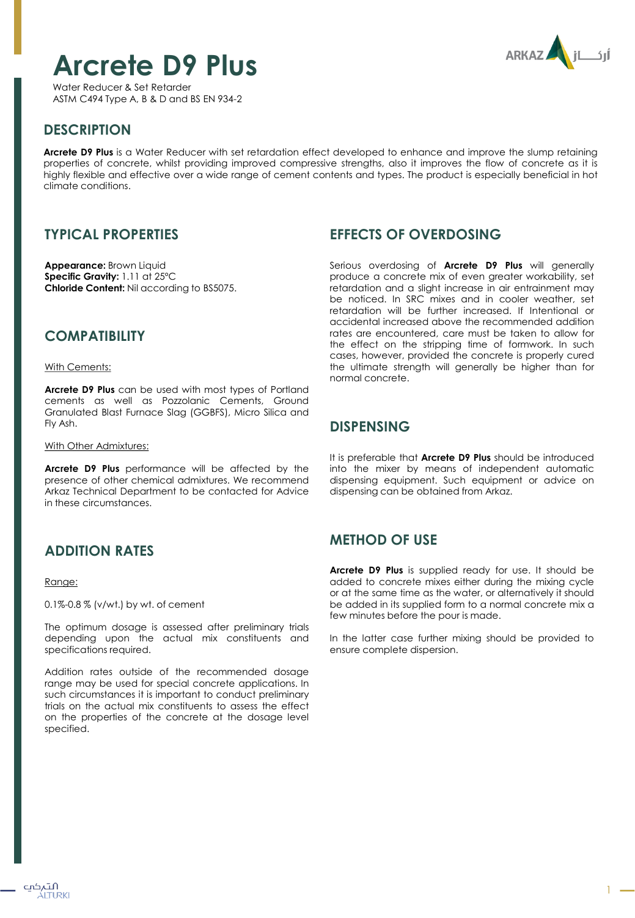# Arcrete D9 Plus

Water Reducer & Set Retarder
ASTM C494 Type A, B & D and BS EN 934-2

## DESCRIPTION

**Arcrete D9 Plus** is a Water Reducer with set retardation effect developed to enhance and improve the slump retaining properties of concrete, whilst providing improved compressive strengths, also it improves the flow of concrete as it is highly flexible and effective over a wide range of cement contents and types. The product is especially beneficial in hot climate conditions.

## TYPICAL PROPERTIES

**Appearance:** Brown Liquid
**Specific Gravity:** 1.11 at 25°C
**Chloride Content:** Nil according to BS5075.

## COMPATIBILITY

With Cements:

**Arcrete D9 Plus** can be used with most types of Portland cements as well as Pozzolanic Cements, Ground Granulated Blast Furnace Slag (GGBFS), Micro Silica and Fly Ash.

With Other Admixtures:

**Arcrete D9 Plus** performance will be affected by the presence of other chemical admixtures. We recommend Arkaz Technical Department to be contacted for Advice in these circumstances.

## ADDITION RATES

Range:

0.1%-0.8 % (v/wt.) by wt. of cement

The optimum dosage is assessed after preliminary trials depending upon the actual mix constituents and specifications required.

Addition rates outside of the recommended dosage range may be used for special concrete applications. In such circumstances it is important to conduct preliminary trials on the actual mix constituents to assess the effect on the properties of the concrete at the dosage level specified.

## EFFECTS OF OVERDOSING

Serious overdosing of **Arcrete D9 Plus** will generally produce a concrete mix of even greater workability, set retardation and a slight increase in air entrainment may be noticed. In SRC mixes and in cooler weather, set retardation will be further increased. If Intentional or accidental increased above the recommended addition rates are encountered, care must be taken to allow for the effect on the stripping time of formwork. In such cases, however, provided the concrete is properly cured the ultimate strength will generally be higher than for normal concrete.

## DISPENSING

It is preferable that **Arcrete D9 Plus** should be introduced into the mixer by means of independent automatic dispensing equipment. Such equipment or advice on dispensing can be obtained from Arkaz.

## METHOD OF USE

**Arcrete D9 Plus** is supplied ready for use. It should be added to concrete mixes either during the mixing cycle or at the same time as the water, or alternatively it should be added in its supplied form to a normal concrete mix a few minutes before the pour is made.

In the latter case further mixing should be provided to ensure complete dispersion.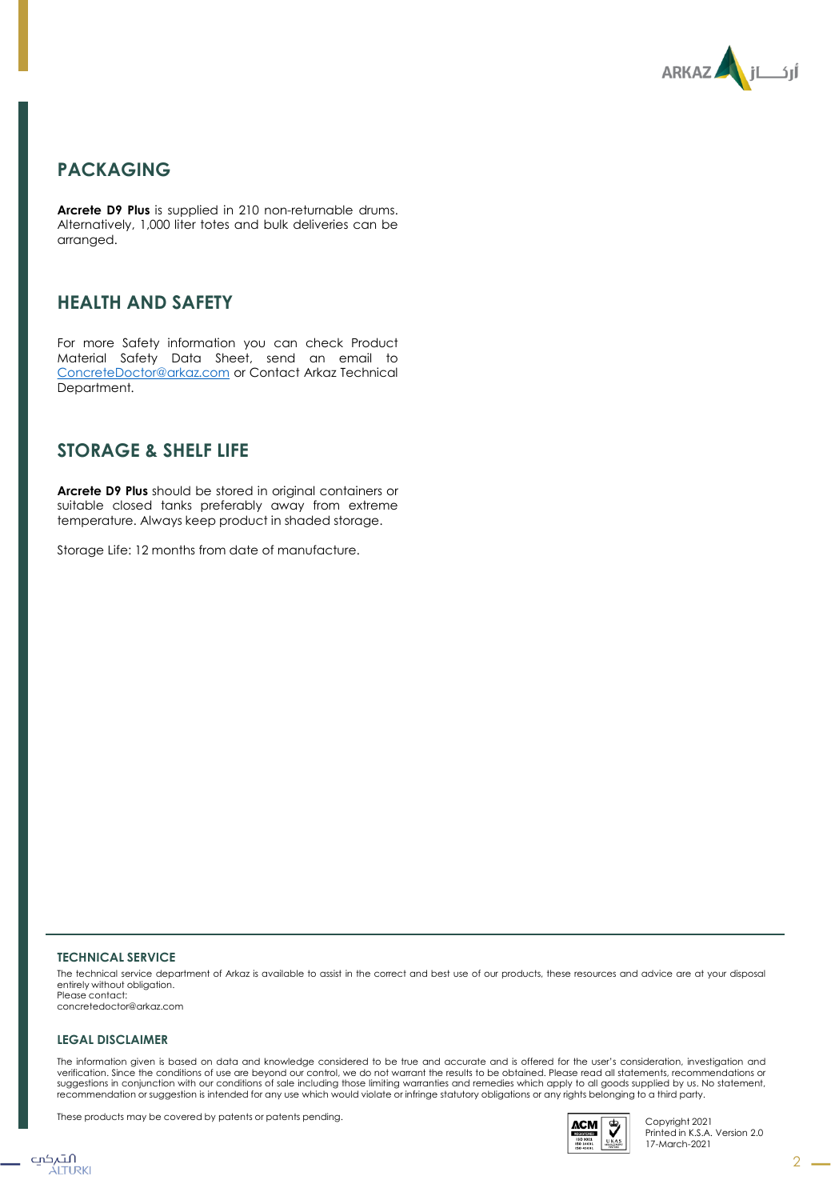## PACKAGING

**Arcrete D9 Plus** is supplied in 210 non-returnable drums. Alternatively, 1,000 liter totes and bulk deliveries can be arranged.

## HEALTH AND SAFETY

For more Safety information you can check Product Material Safety Data Sheet, send an email to ConcreteDoctor@arkaz.com or Contact Arkaz Technical Department.

## STORAGE & SHELF LIFE

**Arcrete D9 Plus** should be stored in original containers or suitable closed tanks preferably away from extreme temperature. Always keep product in shaded storage.

Storage Life: 12 months from date of manufacture.

### TECHNICAL SERVICE

The technical service department of Arkaz is available to assist in the correct and best use of our products, these resources and advice are at your disposal entirely without obligation.
Please contact:
concretedoctor@arkaz.com

### LEGAL DISCLAIMER

The information given is based on data and knowledge considered to be true and accurate and is offered for the user's consideration, investigation and verification. Since the conditions of use are beyond our control, we do not warrant the results to be obtained. Please read all statements, recommendations or suggestions in conjunction with our conditions of sale including those limiting warranties and remedies which apply to all goods supplied by us. No statement, recommendation or suggestion is intended for any use which would violate or infringe statutory obligations or any rights belonging to a third party.

These products may be covered by patents or patents pending.

Copyright 2021
Printed in K.S.A. Version 2.0
17-March-2021